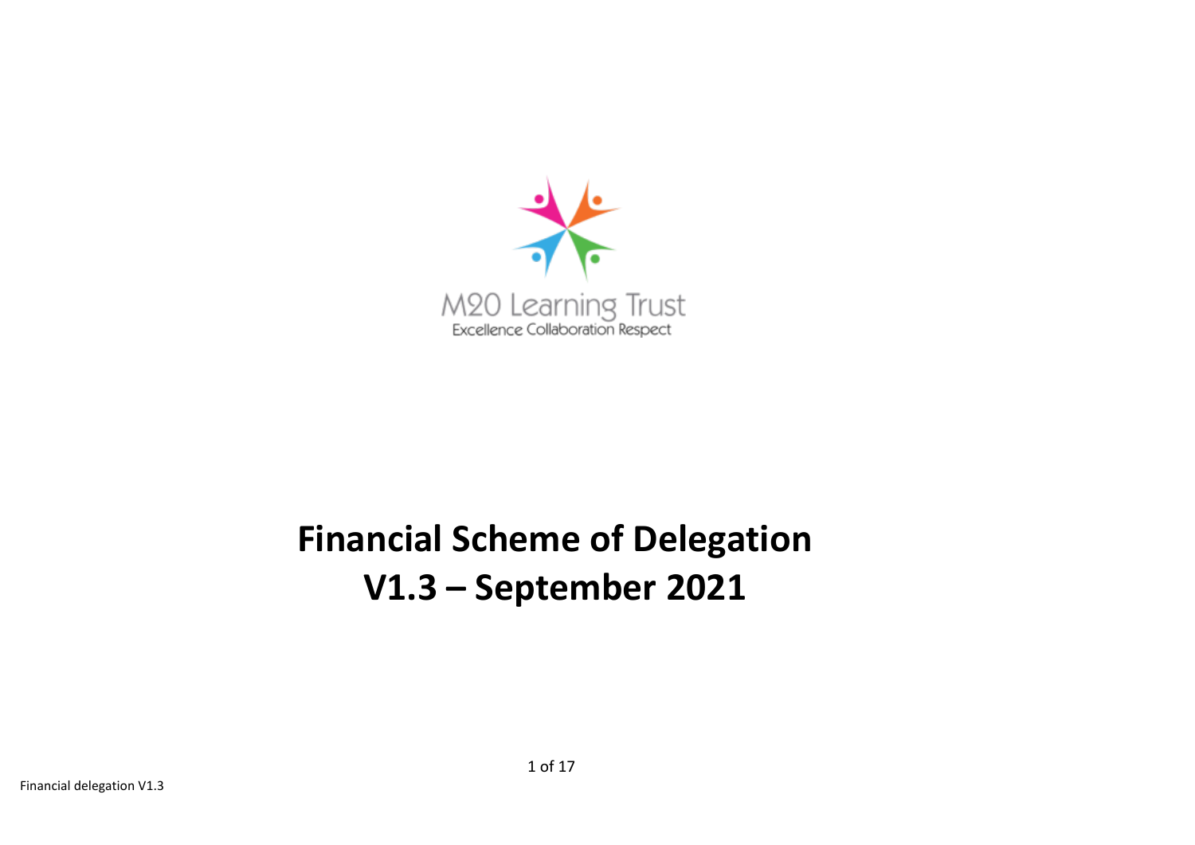M20 Learning Trust
Excellence Collaboration Respect

# Financial Scheme of Delegation
# V1.3 – September 2021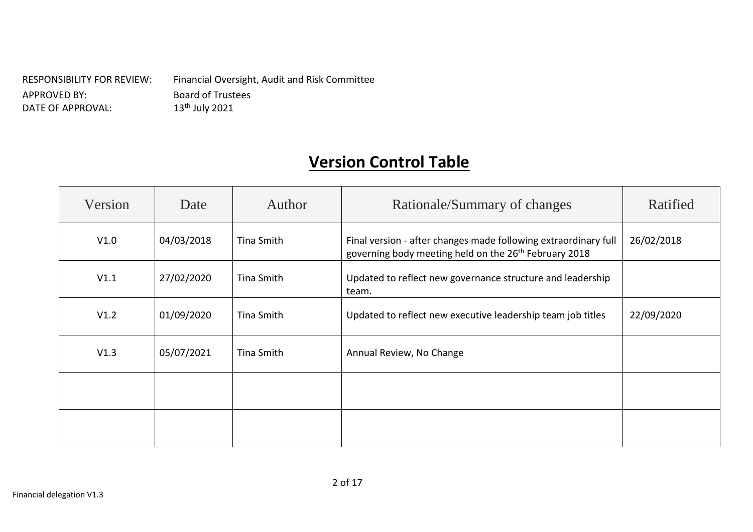RESPONSIBILITY FOR REVIEW: Financial Oversight, Audit and Risk Committee
APPROVED BY: Board of Trustees
DATE OF APPROVAL: 13th July 2021

# Version Control Table

| Version | Date | Author | Rationale/Summary of changes | Ratified |
|---|---|---|---|---|
| V1.0 | 04/03/2018 | Tina Smith | Final version - after changes made following extraordinary full governing body meeting held on the 26th February 2018 | 26/02/2018 |
| V1.1 | 27/02/2020 | Tina Smith | Updated to reflect new governance structure and leadership team. | |
| V1.2 | 01/09/2020 | Tina Smith | Updated to reflect new executive leadership team job titles | 22/09/2020 |
| V1.3 | 05/07/2021 | Tina Smith | Annual Review, No Change | |
| | | | | |
| | | | | |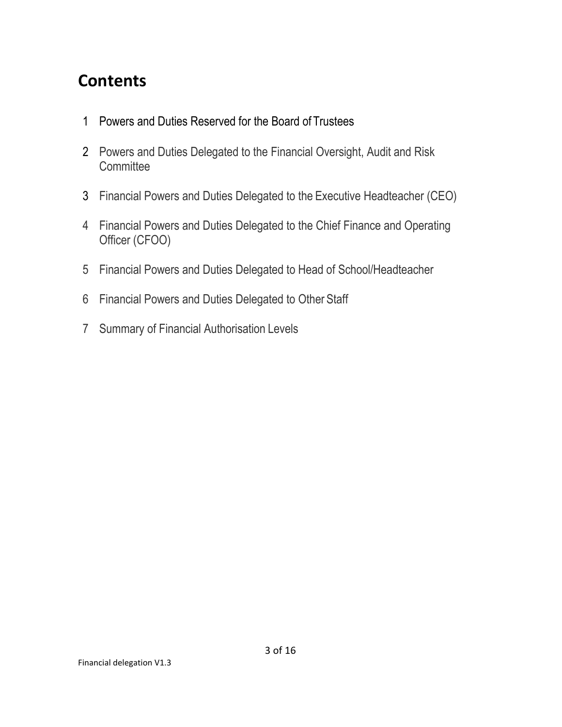# Contents

1. Powers and Duties Reserved for the Board of Trustees
2. Powers and Duties Delegated to the Financial Oversight, Audit and Risk Committee
3. Financial Powers and Duties Delegated to the Executive Headteacher (CEO)
4. Financial Powers and Duties Delegated to the Chief Finance and Operating Officer (CFOO)
5. Financial Powers and Duties Delegated to Head of School/Headteacher
6. Financial Powers and Duties Delegated to Other Staff
7. Summary of Financial Authorisation Levels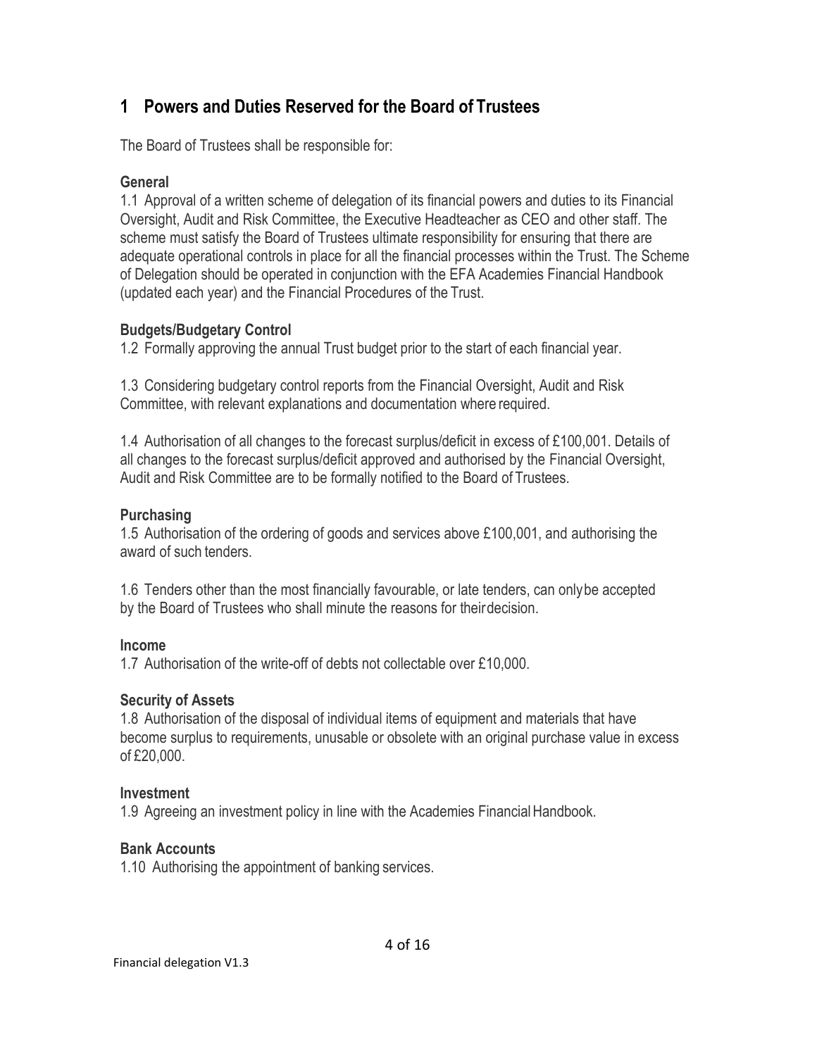# 1 Powers and Duties Reserved for the Board of Trustees

The Board of Trustees shall be responsible for:

### General

1.1 Approval of a written scheme of delegation of its financial powers and duties to its Financial Oversight, Audit and Risk Committee, the Executive Headteacher as CEO and other staff. The scheme must satisfy the Board of Trustees ultimate responsibility for ensuring that there are adequate operational controls in place for all the financial processes within the Trust. The Scheme of Delegation should be operated in conjunction with the EFA Academies Financial Handbook (updated each year) and the Financial Procedures of the Trust.

### Budgets/Budgetary Control

1.2 Formally approving the annual Trust budget prior to the start of each financial year.

1.3 Considering budgetary control reports from the Financial Oversight, Audit and Risk Committee, with relevant explanations and documentation where required.

1.4 Authorisation of all changes to the forecast surplus/deficit in excess of £100,001. Details of all changes to the forecast surplus/deficit approved and authorised by the Financial Oversight, Audit and Risk Committee are to be formally notified to the Board of Trustees.

### Purchasing

1.5 Authorisation of the ordering of goods and services above £100,001, and authorising the award of such tenders.

1.6 Tenders other than the most financially favourable, or late tenders, can only be accepted by the Board of Trustees who shall minute the reasons for their decision.

### Income

1.7 Authorisation of the write-off of debts not collectable over £10,000.

### Security of Assets

1.8 Authorisation of the disposal of individual items of equipment and materials that have become surplus to requirements, unusable or obsolete with an original purchase value in excess of £20,000.

### Investment

1.9 Agreeing an investment policy in line with the Academies Financial Handbook.

### Bank Accounts

1.10 Authorising the appointment of banking services.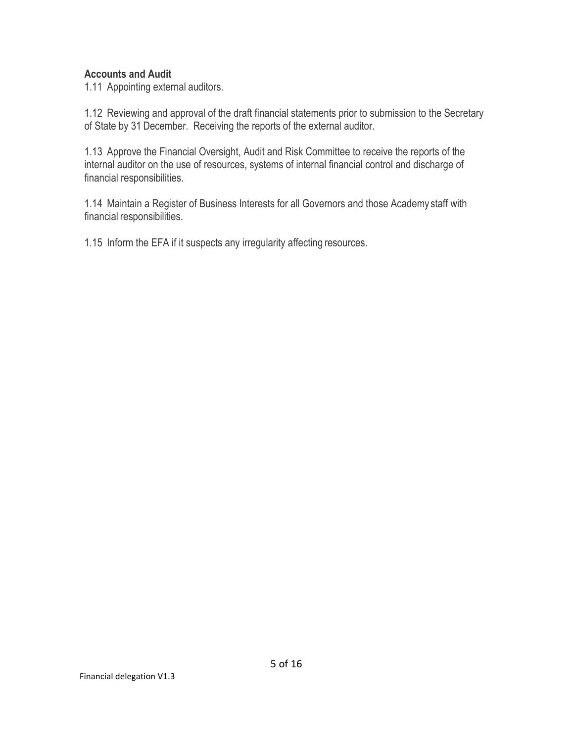**Accounts and Audit**

1.11 Appointing external auditors.

1.12 Reviewing and approval of the draft financial statements prior to submission to the Secretary of State by 31 December. Receiving the reports of the external auditor.

1.13 Approve the Financial Oversight, Audit and Risk Committee to receive the reports of the internal auditor on the use of resources, systems of internal financial control and discharge of financial responsibilities.

1.14 Maintain a Register of Business Interests for all Governors and those Academy staff with financial responsibilities.

1.15 Inform the EFA if it suspects any irregularity affecting resources.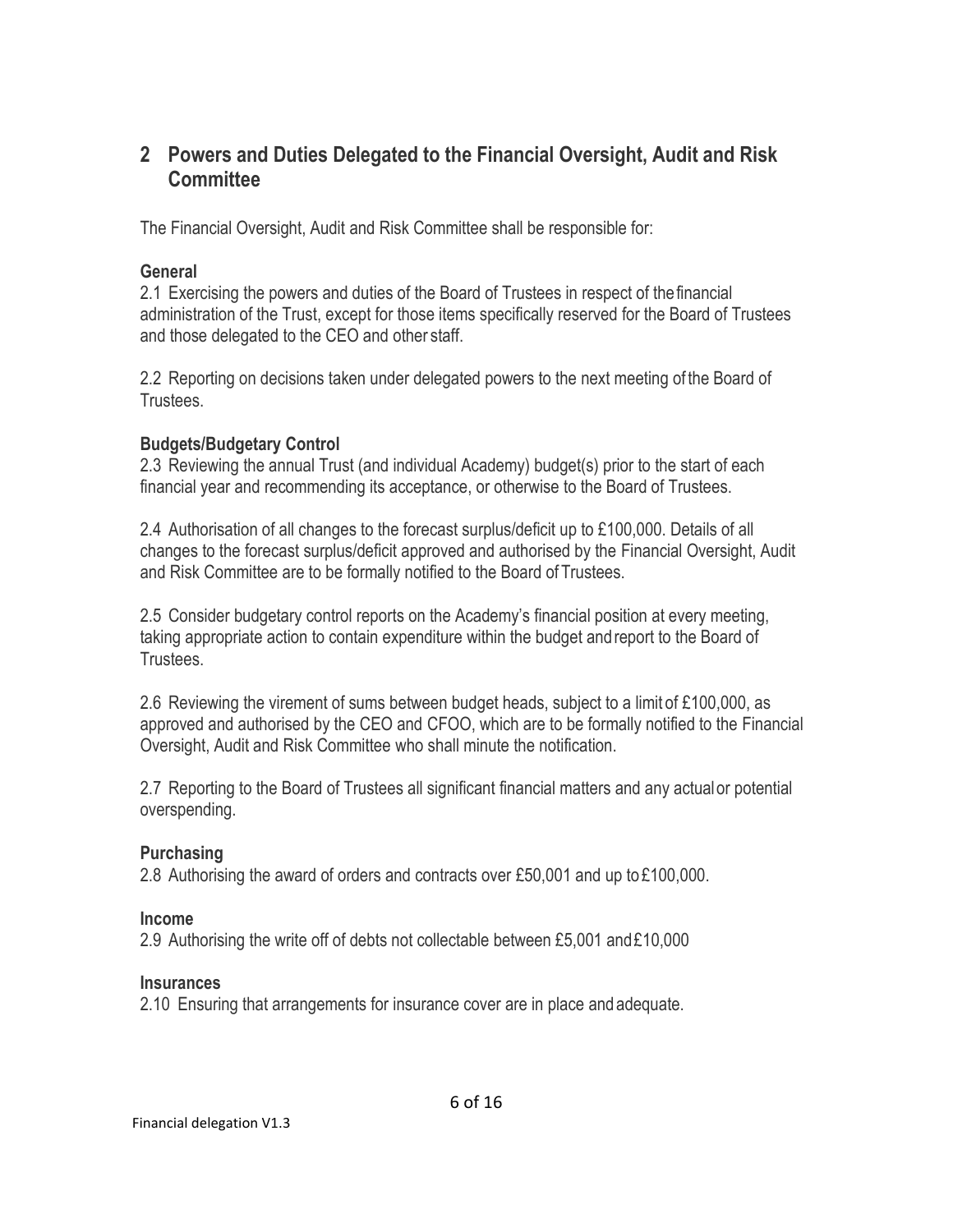## 2 Powers and Duties Delegated to the Financial Oversight, Audit and Risk Committee

The Financial Oversight, Audit and Risk Committee shall be responsible for:

### General

2.1 Exercising the powers and duties of the Board of Trustees in respect of the financial administration of the Trust, except for those items specifically reserved for the Board of Trustees and those delegated to the CEO and other staff.

2.2 Reporting on decisions taken under delegated powers to the next meeting of the Board of Trustees.

### Budgets/Budgetary Control

2.3 Reviewing the annual Trust (and individual Academy) budget(s) prior to the start of each financial year and recommending its acceptance, or otherwise to the Board of Trustees.

2.4 Authorisation of all changes to the forecast surplus/deficit up to £100,000. Details of all changes to the forecast surplus/deficit approved and authorised by the Financial Oversight, Audit and Risk Committee are to be formally notified to the Board of Trustees.

2.5 Consider budgetary control reports on the Academy's financial position at every meeting, taking appropriate action to contain expenditure within the budget and report to the Board of Trustees.

2.6 Reviewing the virement of sums between budget heads, subject to a limit of £100,000, as approved and authorised by the CEO and CFOO, which are to be formally notified to the Financial Oversight, Audit and Risk Committee who shall minute the notification.

2.7 Reporting to the Board of Trustees all significant financial matters and any actual or potential overspending.

### Purchasing

2.8 Authorising the award of orders and contracts over £50,001 and up to £100,000.

### Income

2.9 Authorising the write off of debts not collectable between £5,001 and £10,000

### Insurances

2.10 Ensuring that arrangements for insurance cover are in place and adequate.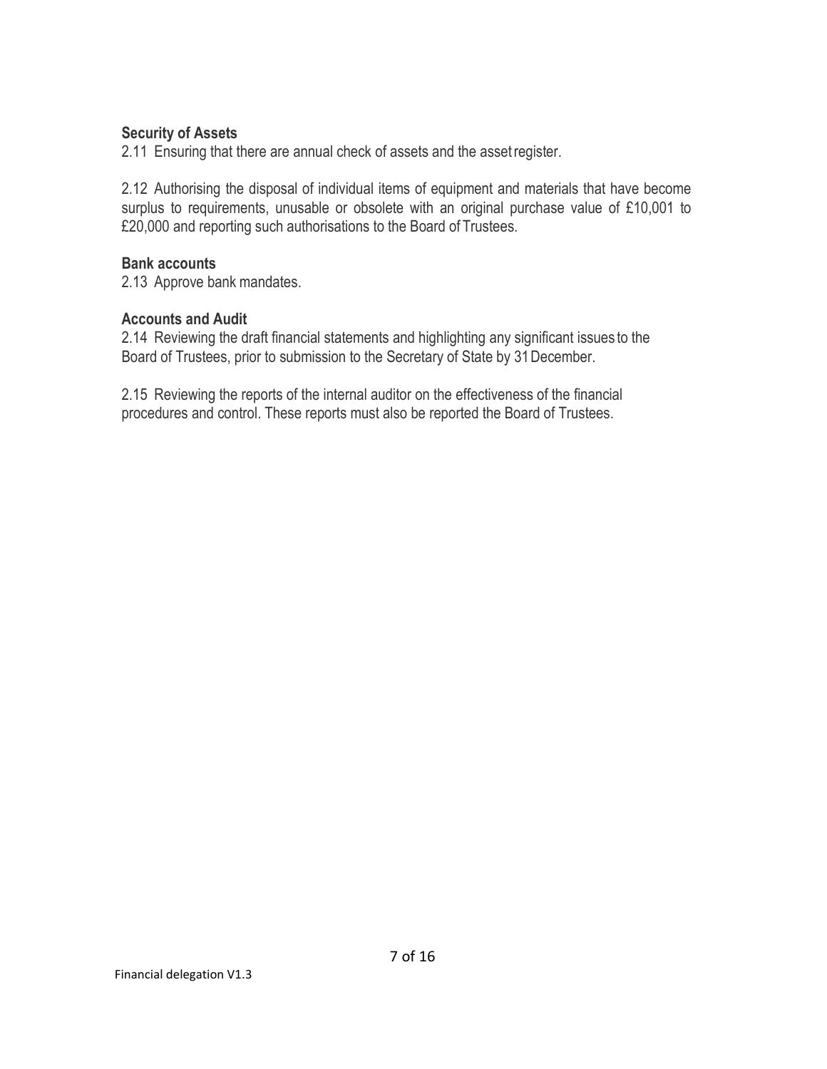**Security of Assets**

2.11 Ensuring that there are annual check of assets and the asset register.

2.12 Authorising the disposal of individual items of equipment and materials that have become surplus to requirements, unusable or obsolete with an original purchase value of £10,001 to £20,000 and reporting such authorisations to the Board of Trustees.

**Bank accounts**

2.13 Approve bank mandates.

**Accounts and Audit**

2.14 Reviewing the draft financial statements and highlighting any significant issues to the Board of Trustees, prior to submission to the Secretary of State by 31 December.

2.15 Reviewing the reports of the internal auditor on the effectiveness of the financial procedures and control. These reports must also be reported the Board of Trustees.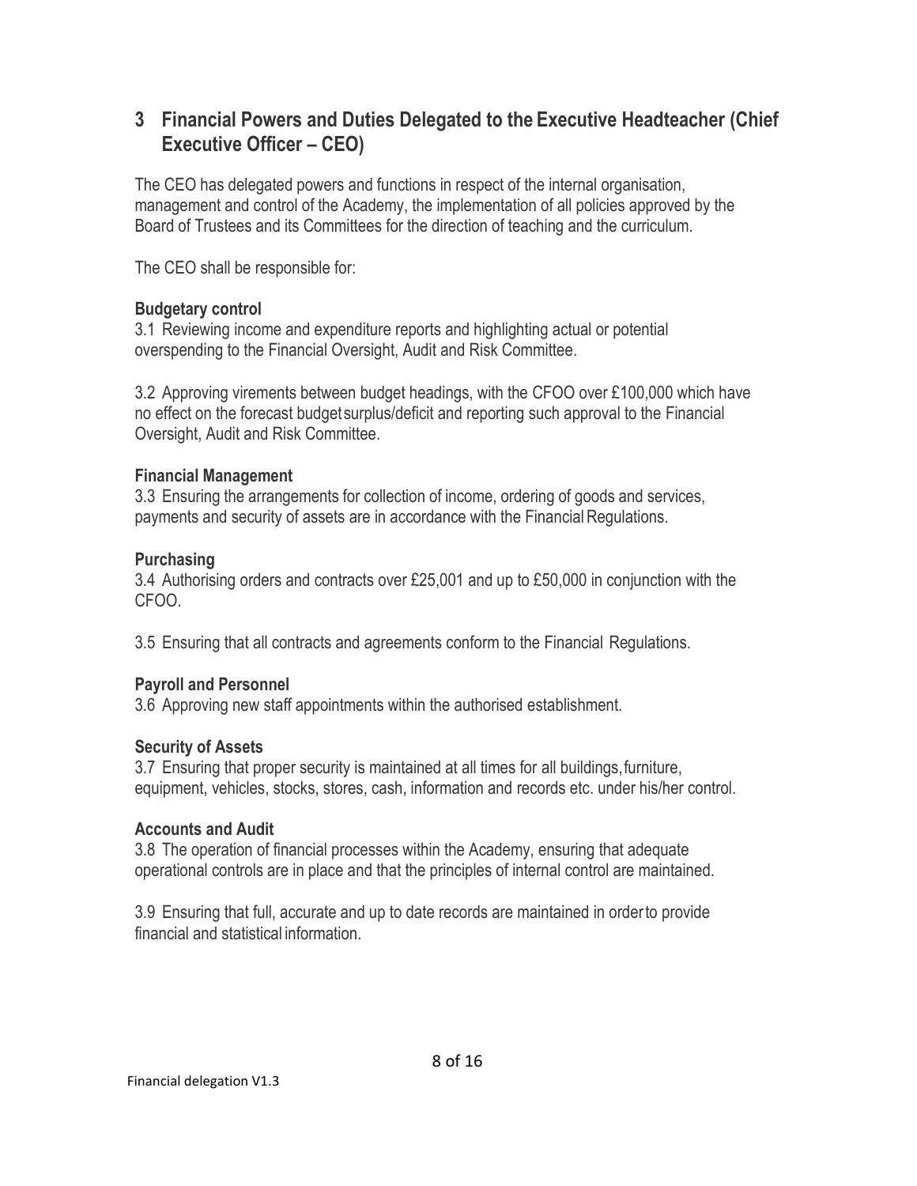## 3 Financial Powers and Duties Delegated to the Executive Headteacher (Chief Executive Officer – CEO)

The CEO has delegated powers and functions in respect of the internal organisation, management and control of the Academy, the implementation of all policies approved by the Board of Trustees and its Committees for the direction of teaching and the curriculum.

The CEO shall be responsible for:

**Budgetary control**

3.1 Reviewing income and expenditure reports and highlighting actual or potential overspending to the Financial Oversight, Audit and Risk Committee.

3.2 Approving virements between budget headings, with the CFOO over £100,000 which have no effect on the forecast budget surplus/deficit and reporting such approval to the Financial Oversight, Audit and Risk Committee.

**Financial Management**

3.3 Ensuring the arrangements for collection of income, ordering of goods and services, payments and security of assets are in accordance with the Financial Regulations.

**Purchasing**

3.4 Authorising orders and contracts over £25,001 and up to £50,000 in conjunction with the CFOO.

3.5 Ensuring that all contracts and agreements conform to the Financial Regulations.

**Payroll and Personnel**

3.6 Approving new staff appointments within the authorised establishment.

**Security of Assets**

3.7 Ensuring that proper security is maintained at all times for all buildings, furniture, equipment, vehicles, stocks, stores, cash, information and records etc. under his/her control.

**Accounts and Audit**

3.8 The operation of financial processes within the Academy, ensuring that adequate operational controls are in place and that the principles of internal control are maintained.

3.9 Ensuring that full, accurate and up to date records are maintained in order to provide financial and statistical information.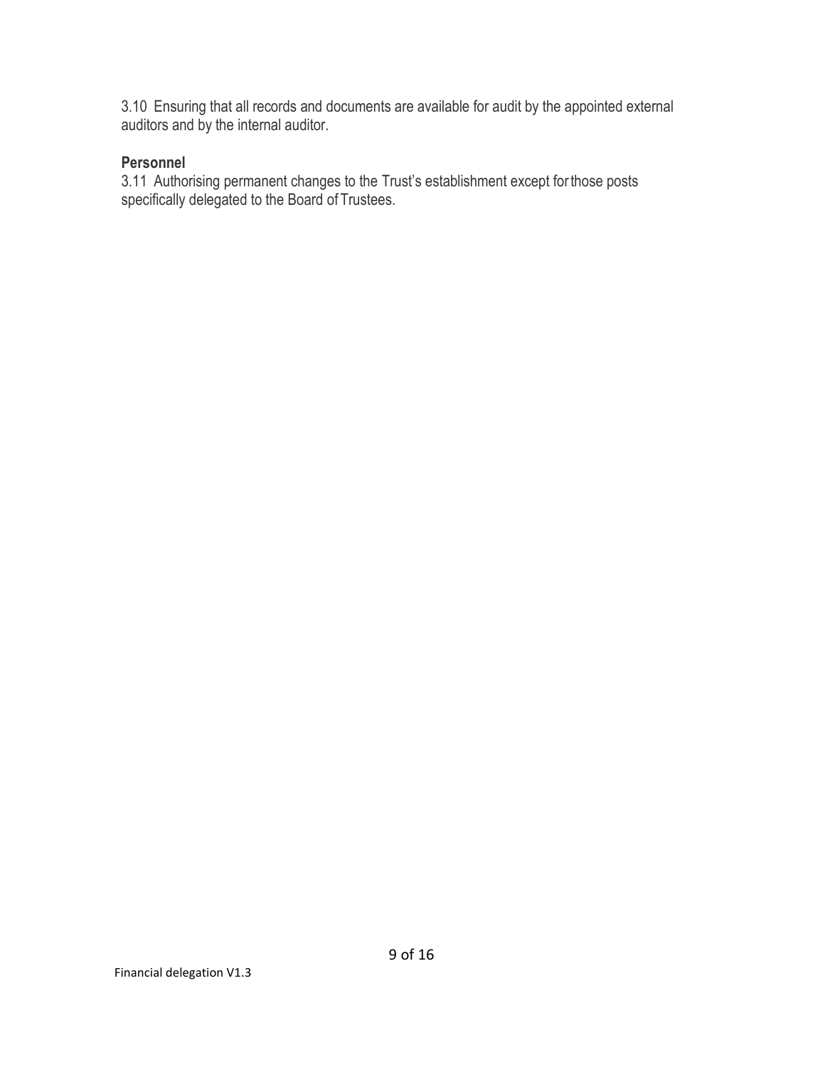3.10 Ensuring that all records and documents are available for audit by the appointed external auditors and by the internal auditor.

**Personnel**

3.11 Authorising permanent changes to the Trust's establishment except for those posts specifically delegated to the Board of Trustees.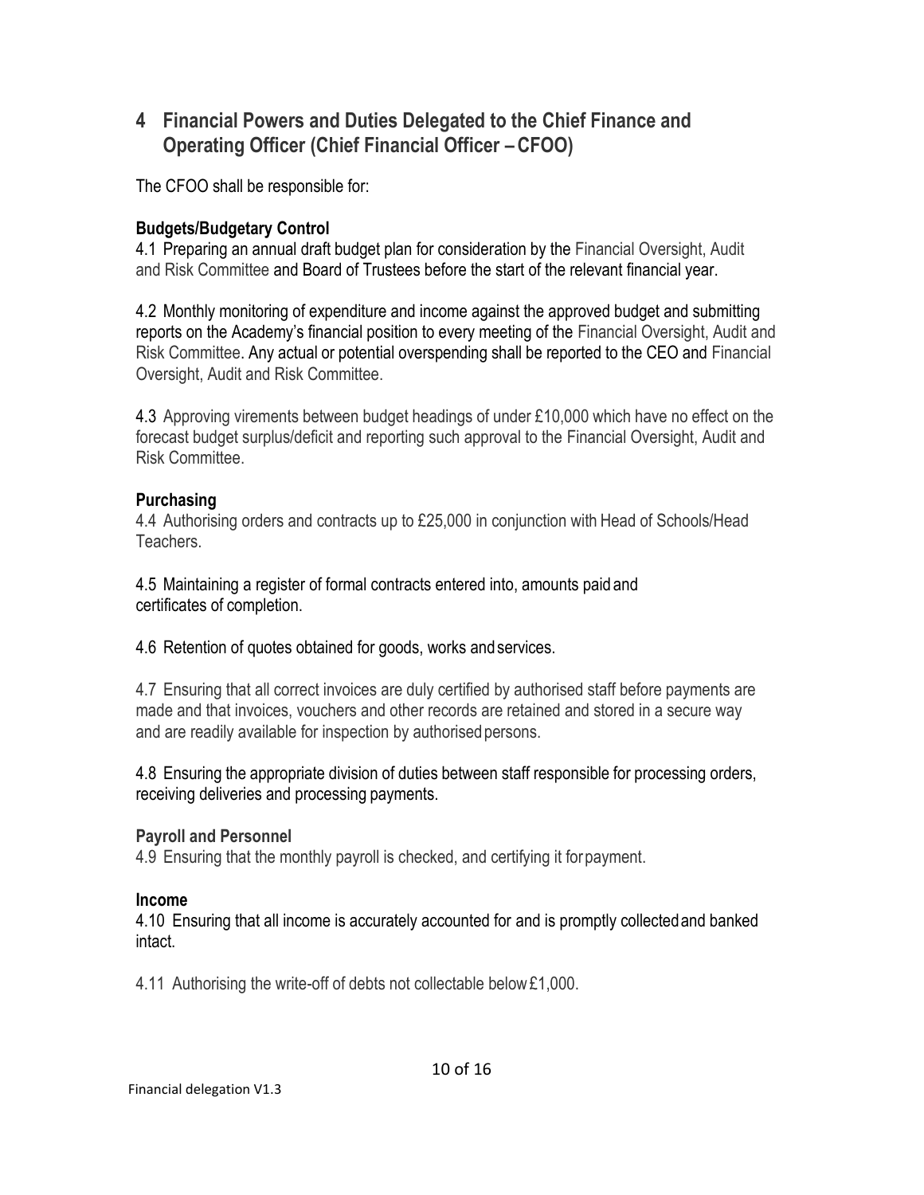## 4 Financial Powers and Duties Delegated to the Chief Finance and Operating Officer (Chief Financial Officer – CFOO)

The CFOO shall be responsible for:

**Budgets/Budgetary Control**

4.1 Preparing an annual draft budget plan for consideration by the Financial Oversight, Audit and Risk Committee and Board of Trustees before the start of the relevant financial year.

4.2 Monthly monitoring of expenditure and income against the approved budget and submitting reports on the Academy's financial position to every meeting of the Financial Oversight, Audit and Risk Committee. Any actual or potential overspending shall be reported to the CEO and Financial Oversight, Audit and Risk Committee.

4.3 Approving virements between budget headings of under £10,000 which have no effect on the forecast budget surplus/deficit and reporting such approval to the Financial Oversight, Audit and Risk Committee.

**Purchasing**

4.4 Authorising orders and contracts up to £25,000 in conjunction with Head of Schools/Head Teachers.

4.5 Maintaining a register of formal contracts entered into, amounts paid and certificates of completion.

4.6 Retention of quotes obtained for goods, works and services.

4.7 Ensuring that all correct invoices are duly certified by authorised staff before payments are made and that invoices, vouchers and other records are retained and stored in a secure way and are readily available for inspection by authorised persons.

4.8 Ensuring the appropriate division of duties between staff responsible for processing orders, receiving deliveries and processing payments.

**Payroll and Personnel**

4.9 Ensuring that the monthly payroll is checked, and certifying it for payment.

**Income**

4.10 Ensuring that all income is accurately accounted for and is promptly collected and banked intact.

4.11 Authorising the write-off of debts not collectable below £1,000.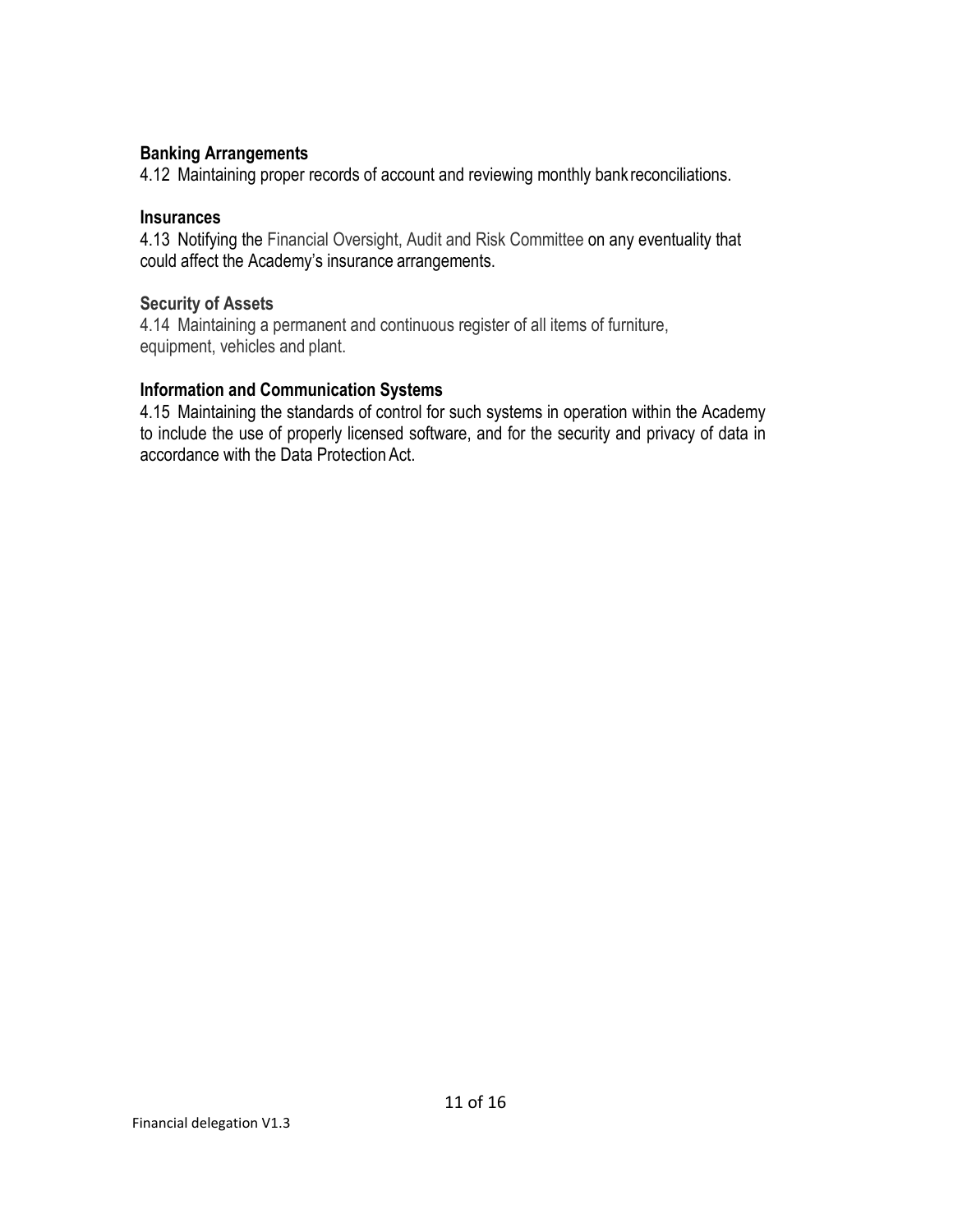**Banking Arrangements**

4.12 Maintaining proper records of account and reviewing monthly bank reconciliations.

**Insurances**

4.13 Notifying the Financial Oversight, Audit and Risk Committee on any eventuality that could affect the Academy's insurance arrangements.

**Security of Assets**

4.14 Maintaining a permanent and continuous register of all items of furniture, equipment, vehicles and plant.

**Information and Communication Systems**

4.15 Maintaining the standards of control for such systems in operation within the Academy to include the use of properly licensed software, and for the security and privacy of data in accordance with the Data Protection Act.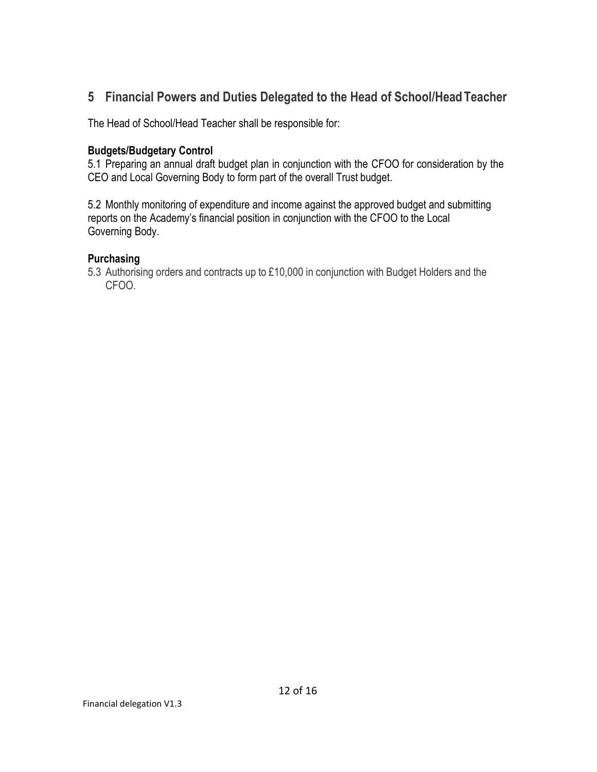## 5 Financial Powers and Duties Delegated to the Head of School/Head Teacher

The Head of School/Head Teacher shall be responsible for:

### Budgets/Budgetary Control

5.1 Preparing an annual draft budget plan in conjunction with the CFOO for consideration by the CEO and Local Governing Body to form part of the overall Trust budget.

5.2 Monthly monitoring of expenditure and income against the approved budget and submitting reports on the Academy's financial position in conjunction with the CFOO to the Local Governing Body.

### Purchasing

5.3 Authorising orders and contracts up to £10,000 in conjunction with Budget Holders and the CFOO.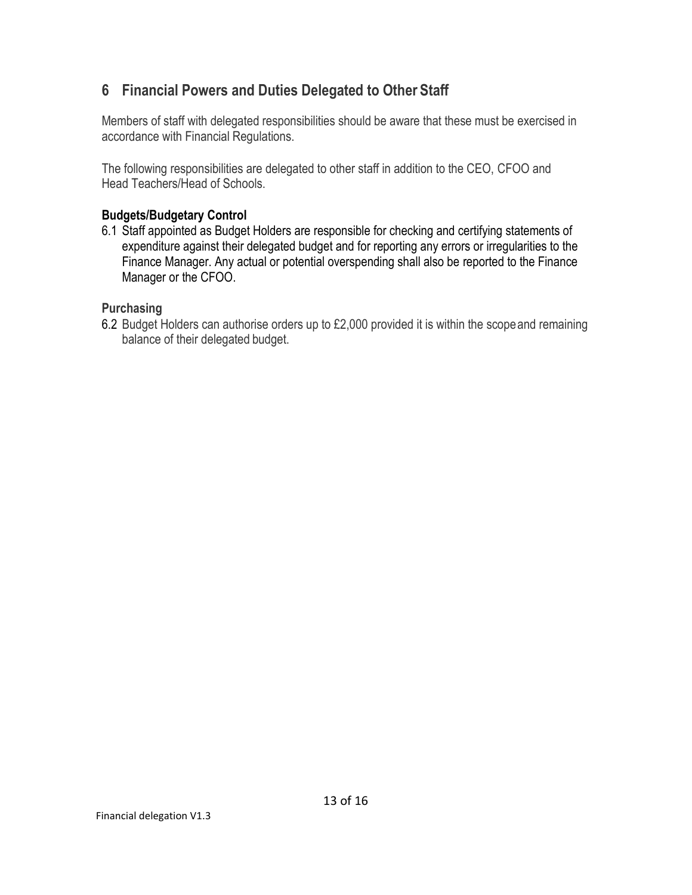## 6 Financial Powers and Duties Delegated to Other Staff

Members of staff with delegated responsibilities should be aware that these must be exercised in accordance with Financial Regulations.

The following responsibilities are delegated to other staff in addition to the CEO, CFOO and Head Teachers/Head of Schools.

### Budgets/Budgetary Control

6.1 Staff appointed as Budget Holders are responsible for checking and certifying statements of expenditure against their delegated budget and for reporting any errors or irregularities to the Finance Manager. Any actual or potential overspending shall also be reported to the Finance Manager or the CFOO.

### Purchasing

6.2 Budget Holders can authorise orders up to £2,000 provided it is within the scope and remaining balance of their delegated budget.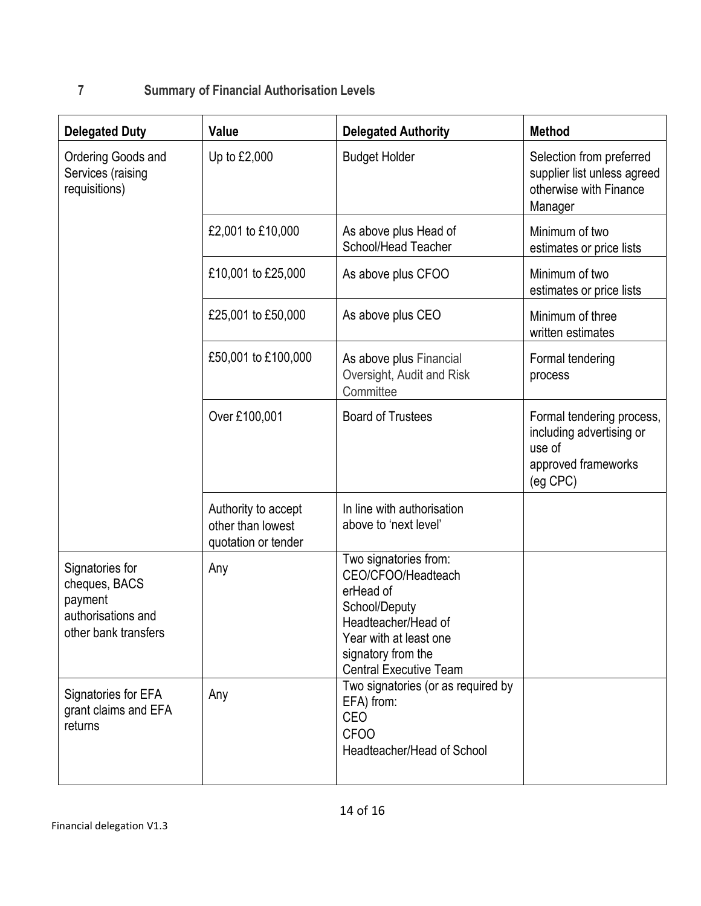## 7 Summary of Financial Authorisation Levels

| Delegated Duty | Value | Delegated Authority | Method |
|---|---|---|---|
| Ordering Goods and Services (raising requisitions) | Up to £2,000 | Budget Holder | Selection from preferred supplier list unless agreed otherwise with Finance Manager |
| | £2,001 to £10,000 | As above plus Head of School/Head Teacher | Minimum of two estimates or price lists |
| | £10,001 to £25,000 | As above plus CFOO | Minimum of two estimates or price lists |
| | £25,001 to £50,000 | As above plus CEO | Minimum of three written estimates |
| | £50,001 to £100,000 | As above plus Financial Oversight, Audit and Risk Committee | Formal tendering process |
| | Over £100,001 | Board of Trustees | Formal tendering process, including advertising or use of approved frameworks (eg CPC) |
| | Authority to accept other than lowest quotation or tender | In line with authorisation above to 'next level' | |
| Signatories for cheques, BACS payment authorisations and other bank transfers | Any | Two signatories from: CEO/CFOO/Headteach erHead of School/Deputy Headteacher/Head of Year with at least one signatory from the Central Executive Team | |
| Signatories for EFA grant claims and EFA returns | Any | Two signatories (or as required by EFA) from: CEO CFOO Headteacher/Head of School | |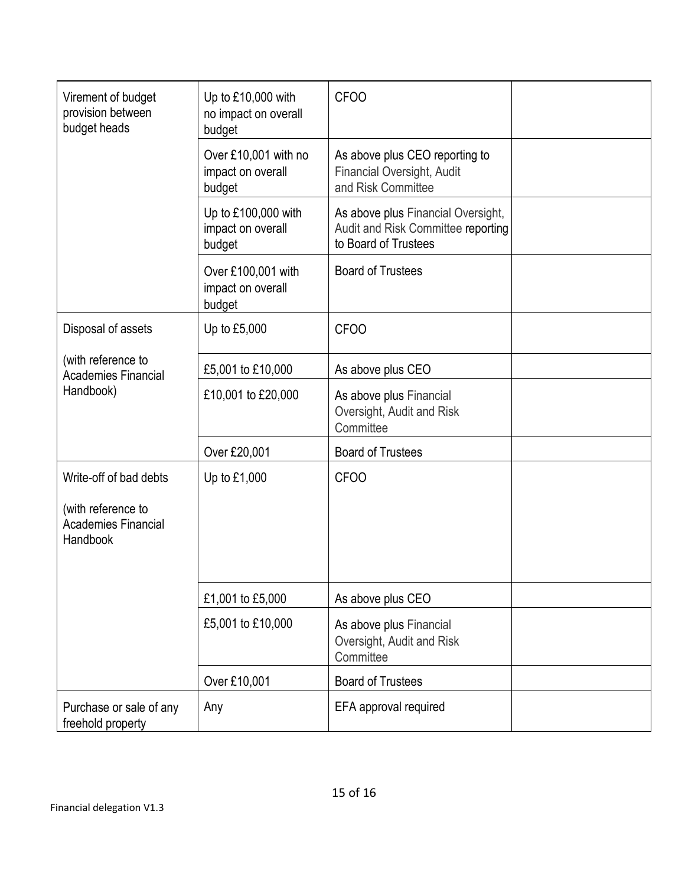| Virement of budget provision between budget heads | Up to £10,000 with no impact on overall budget | CFOO | |
|---|---|---|---|
| | Over £10,001 with no impact on overall budget | As above plus CEO reporting to Financial Oversight, Audit and Risk Committee | |
| | Up to £100,000 with impact on overall budget | As above plus Financial Oversight, Audit and Risk Committee reporting to Board of Trustees | |
| | Over £100,001 with impact on overall budget | Board of Trustees | |
| Disposal of assets<br><br>(with reference to Academies Financial Handbook) | Up to £5,000 | CFOO | |
| | £5,001 to £10,000 | As above plus CEO | |
| | £10,001 to £20,000 | As above plus Financial Oversight, Audit and Risk Committee | |
| | Over £20,001 | Board of Trustees | |
| Write-off of bad debts<br><br>(with reference to Academies Financial Handbook | Up to £1,000 | CFOO | |
| | £1,001 to £5,000 | As above plus CEO | |
| | £5,001 to £10,000 | As above plus Financial Oversight, Audit and Risk Committee | |
| | Over £10,001 | Board of Trustees | |
| Purchase or sale of any freehold property | Any | EFA approval required | |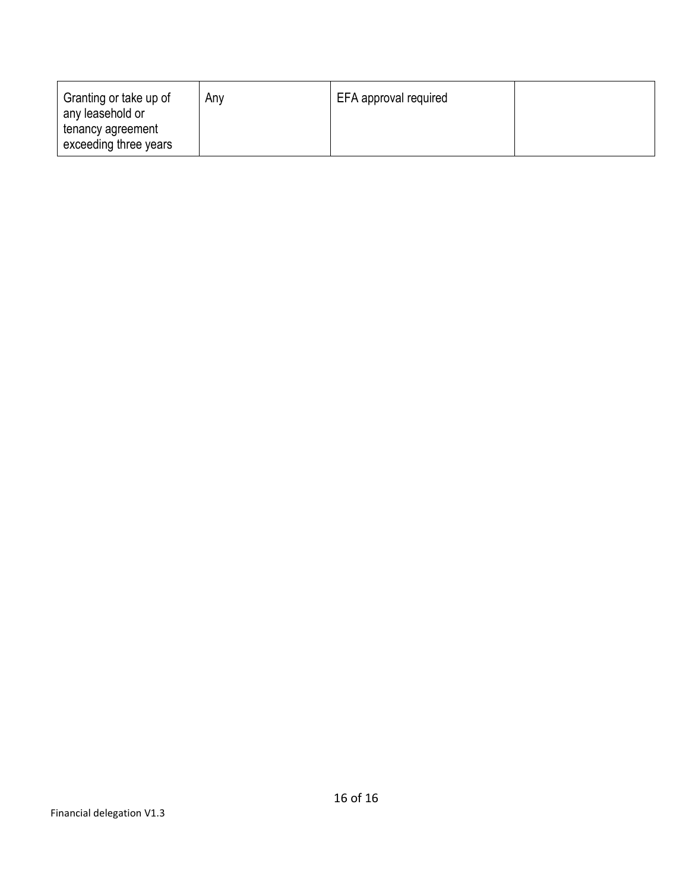| | | | |
|---|---|---|---|
| Granting or take up of any leasehold or tenancy agreement exceeding three years | Any | EFA approval required | |